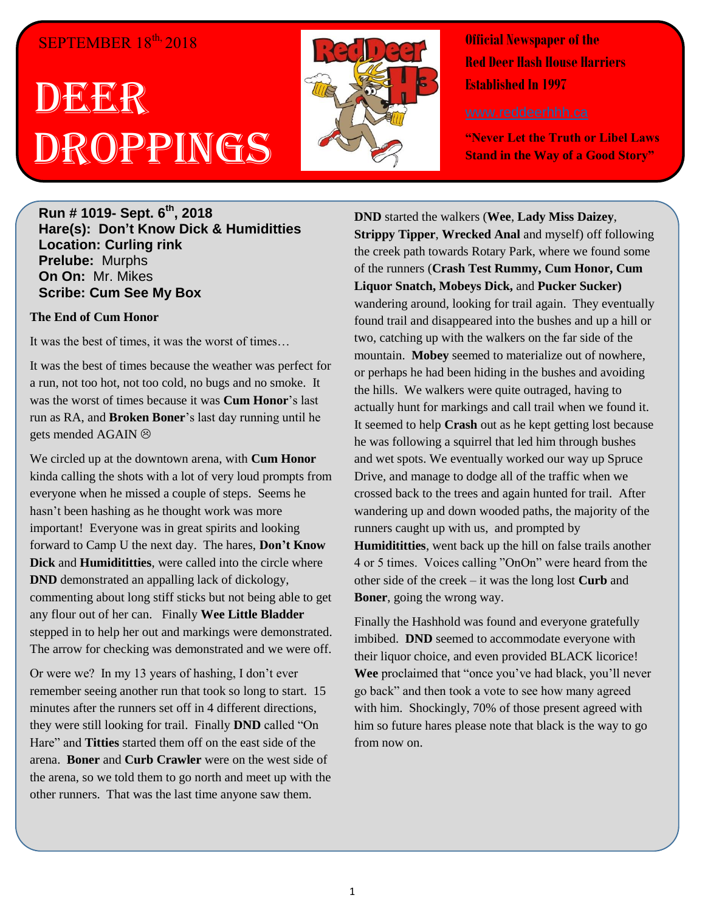SEPTEMBER 18th, 2018

# DEER DROPPINGS

**Official Newspaper of the Red Deer Hash House Harriers Established In 1997**

www.reddeerhhh.ca

**"Never Let the Truth or Libel Laws Stand in the Way of a Good Story"**

**Run # 1019- Sept. 6th, 2018**
**Hare(s): Don't Know Dick & Humiditties**
**Location: Curling rink**
**Prelude:** Murphs
**On On:** Mr. Mikes
**Scribe: Cum See My Box**

**The End of Cum Honor**

It was the best of times, it was the worst of times…

It was the best of times because the weather was perfect for a run, not too hot, not too cold, no bugs and no smoke. It was the worst of times because it was **Cum Honor**'s last run as RA, and **Broken Boner**'s last day running until he gets mended AGAIN ☹

We circled up at the downtown arena, with **Cum Honor** kinda calling the shots with a lot of very loud prompts from everyone when he missed a couple of steps. Seems he hasn't been hashing as he thought work was more important! Everyone was in great spirits and looking forward to Camp U the next day. The hares, **Don't Know Dick** and **Humidititties**, were called into the circle where **DND** demonstrated an appalling lack of dickology, commenting about long stiff sticks but not being able to get any flour out of her can. Finally **Wee Little Bladder** stepped in to help her out and markings were demonstrated. The arrow for checking was demonstrated and we were off.

Or were we? In my 13 years of hashing, I don't ever remember seeing another run that took so long to start. 15 minutes after the runners set off in 4 different directions, they were still looking for trail. Finally **DND** called "On Hare" and **Titties** started them off on the east side of the arena. **Boner** and **Curb Crawler** were on the west side of the arena, so we told them to go north and meet up with the other runners. That was the last time anyone saw them.

**DND** started the walkers (**Wee**, **Lady Miss Daizey**, **Strippy Tipper**, **Wrecked Anal** and myself) off following the creek path towards Rotary Park, where we found some of the runners (**Crash Test Rummy, Cum Honor, Cum Liquor Snatch, Mobeys Dick,** and **Pucker Sucker)** wandering around, looking for trail again. They eventually found trail and disappeared into the bushes and up a hill or two, catching up with the walkers on the far side of the mountain. **Mobey** seemed to materialize out of nowhere, or perhaps he had been hiding in the bushes and avoiding the hills. We walkers were quite outraged, having to actually hunt for markings and call trail when we found it. It seemed to help **Crash** out as he kept getting lost because he was following a squirrel that led him through bushes and wet spots. We eventually worked our way up Spruce Drive, and manage to dodge all of the traffic when we crossed back to the trees and again hunted for trail. After wandering up and down wooded paths, the majority of the runners caught up with us, and prompted by **Humidititties**, went back up the hill on false trails another 4 or 5 times. Voices calling "OnOn" were heard from the other side of the creek – it was the long lost **Curb** and **Boner**, going the wrong way.

Finally the Hashhold was found and everyone gratefully imbibed. **DND** seemed to accommodate everyone with their liquor choice, and even provided BLACK licorice! **Wee** proclaimed that "once you've had black, you'll never go back" and then took a vote to see how many agreed with him. Shockingly, 70% of those present agreed with him so future hares please note that black is the way to go from now on.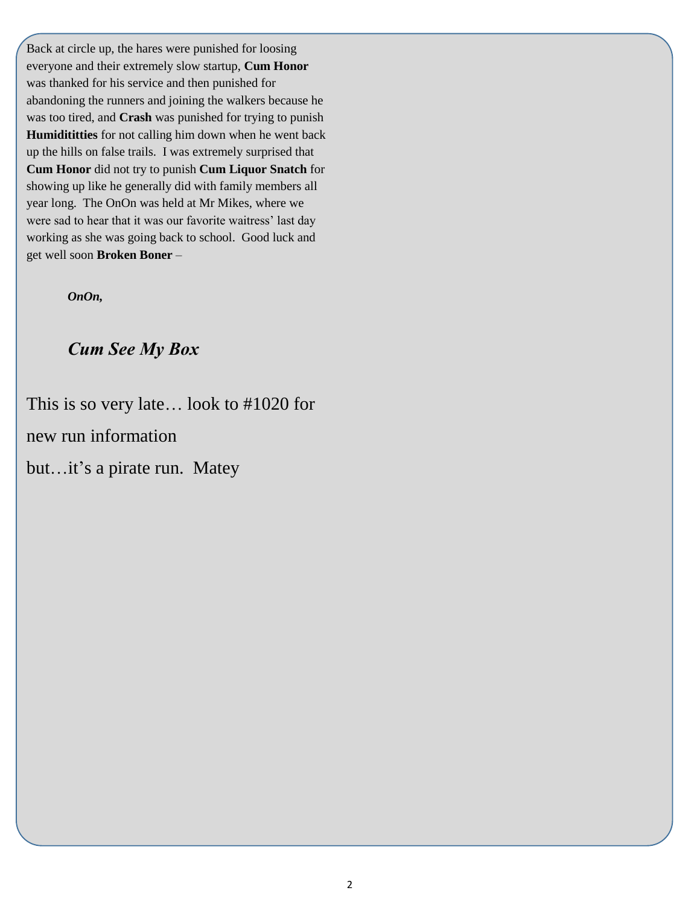Back at circle up, the hares were punished for loosing everyone and their extremely slow startup, **Cum Honor** was thanked for his service and then punished for abandoning the runners and joining the walkers because he was too tired, and **Crash** was punished for trying to punish **Humidititties** for not calling him down when he went back up the hills on false trails. I was extremely surprised that **Cum Honor** did not try to punish **Cum Liquor Snatch** for showing up like he generally did with family members all year long. The OnOn was held at Mr Mikes, where we were sad to hear that it was our favorite waitress' last day working as she was going back to school. Good luck and get well soon **Broken Boner** –

***OnOn,***

***Cum See My Box***

This is so very late… look to #1020 for new run information

but…it's a pirate run. Matey